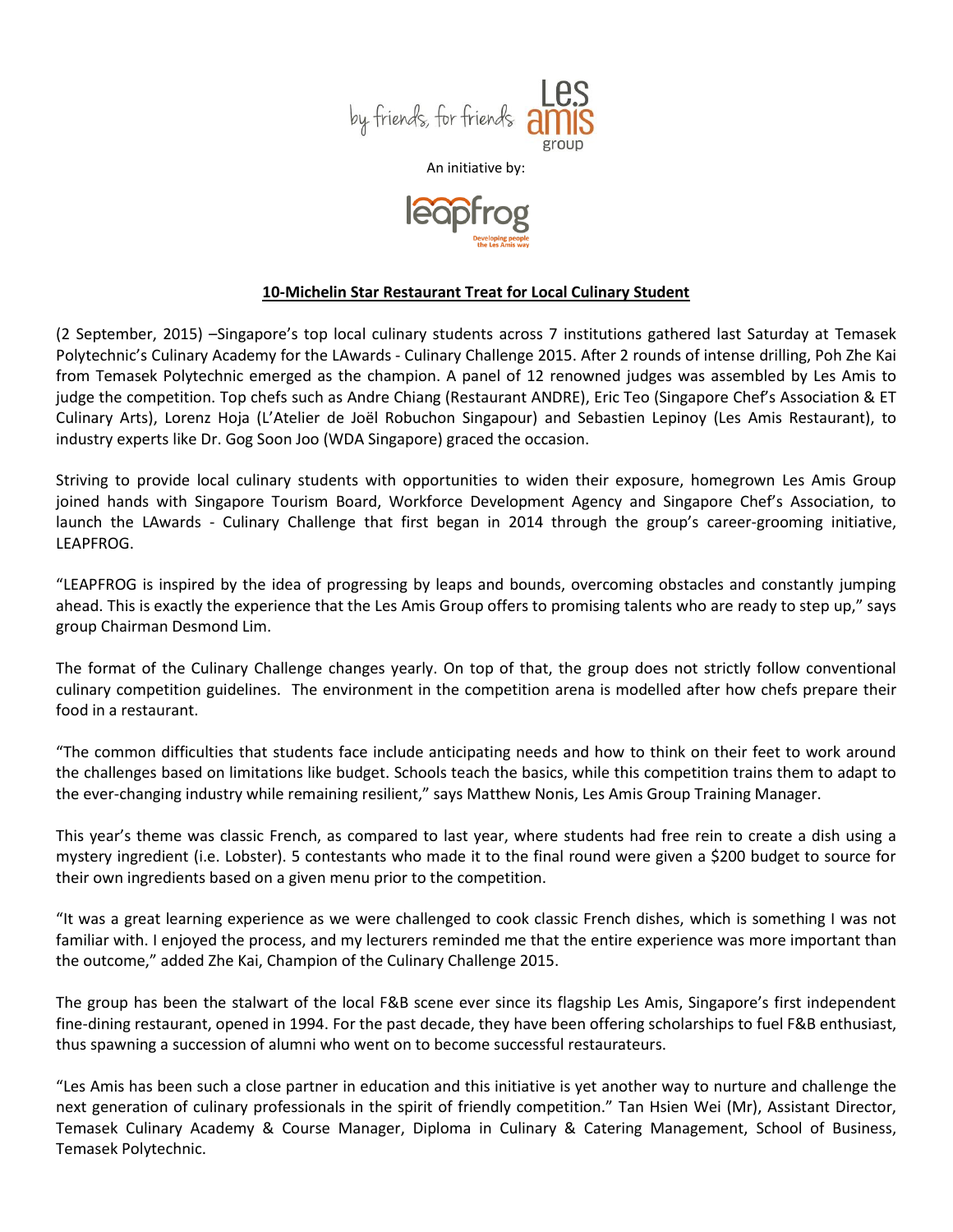by friends, for friends **Les amis** group

An initiative by:

**leapfrog**
Developing people the Les Amis way

## 10-Michelin Star Restaurant Treat for Local Culinary Student

(2 September, 2015) –Singapore's top local culinary students across 7 institutions gathered last Saturday at Temasek Polytechnic's Culinary Academy for the LAwards - Culinary Challenge 2015. After 2 rounds of intense drilling, Poh Zhe Kai from Temasek Polytechnic emerged as the champion. A panel of 12 renowned judges was assembled by Les Amis to judge the competition. Top chefs such as Andre Chiang (Restaurant ANDRE), Eric Teo (Singapore Chef's Association & ET Culinary Arts), Lorenz Hoja (L'Atelier de Joël Robuchon Singapour) and Sebastien Lepinoy (Les Amis Restaurant), to industry experts like Dr. Gog Soon Joo (WDA Singapore) graced the occasion.

Striving to provide local culinary students with opportunities to widen their exposure, homegrown Les Amis Group joined hands with Singapore Tourism Board, Workforce Development Agency and Singapore Chef's Association, to launch the LAwards - Culinary Challenge that first began in 2014 through the group's career-grooming initiative, LEAPFROG.

"LEAPFROG is inspired by the idea of progressing by leaps and bounds, overcoming obstacles and constantly jumping ahead. This is exactly the experience that the Les Amis Group offers to promising talents who are ready to step up," says group Chairman Desmond Lim.

The format of the Culinary Challenge changes yearly. On top of that, the group does not strictly follow conventional culinary competition guidelines. The environment in the competition arena is modelled after how chefs prepare their food in a restaurant.

"The common difficulties that students face include anticipating needs and how to think on their feet to work around the challenges based on limitations like budget. Schools teach the basics, while this competition trains them to adapt to the ever-changing industry while remaining resilient," says Matthew Nonis, Les Amis Group Training Manager.

This year's theme was classic French, as compared to last year, where students had free rein to create a dish using a mystery ingredient (i.e. Lobster). 5 contestants who made it to the final round were given a $200 budget to source for their own ingredients based on a given menu prior to the competition.

"It was a great learning experience as we were challenged to cook classic French dishes, which is something I was not familiar with. I enjoyed the process, and my lecturers reminded me that the entire experience was more important than the outcome," added Zhe Kai, Champion of the Culinary Challenge 2015.

The group has been the stalwart of the local F&B scene ever since its flagship Les Amis, Singapore's first independent fine-dining restaurant, opened in 1994. For the past decade, they have been offering scholarships to fuel F&B enthusiast, thus spawning a succession of alumni who went on to become successful restaurateurs.

"Les Amis has been such a close partner in education and this initiative is yet another way to nurture and challenge the next generation of culinary professionals in the spirit of friendly competition." Tan Hsien Wei (Mr), Assistant Director, Temasek Culinary Academy & Course Manager, Diploma in Culinary & Catering Management, School of Business, Temasek Polytechnic.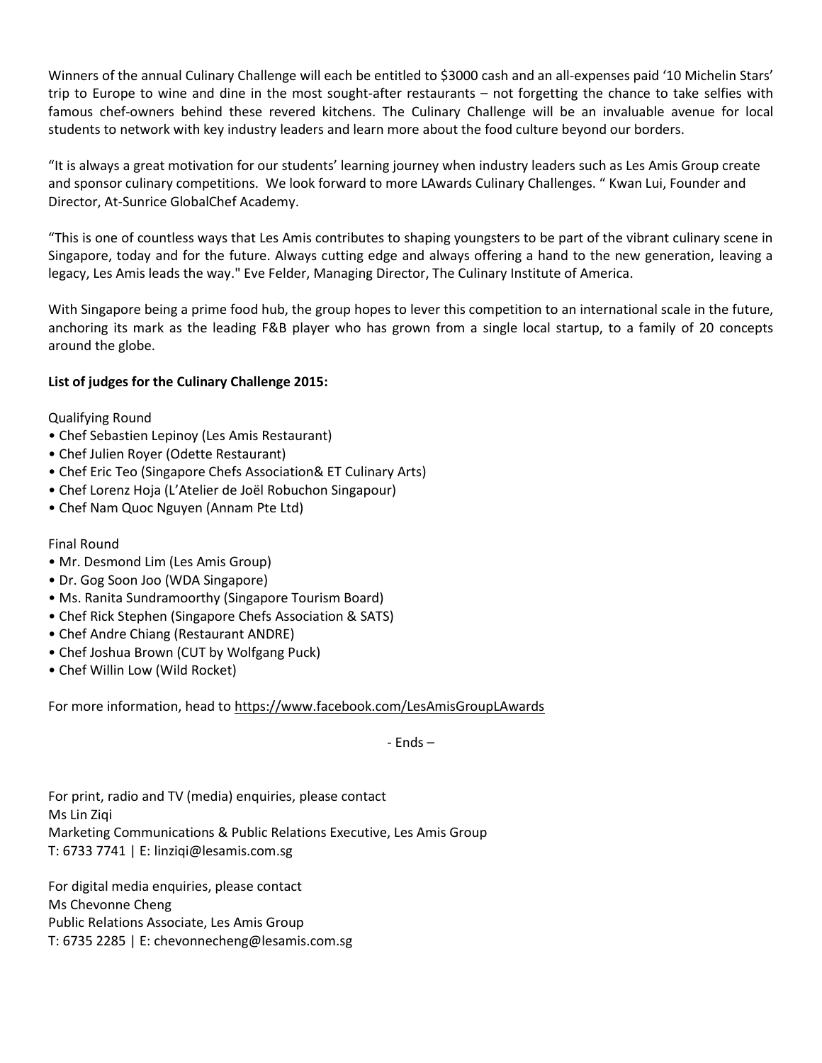Winners of the annual Culinary Challenge will each be entitled to $3000 cash and an all-expenses paid '10 Michelin Stars' trip to Europe to wine and dine in the most sought-after restaurants – not forgetting the chance to take selfies with famous chef-owners behind these revered kitchens. The Culinary Challenge will be an invaluable avenue for local students to network with key industry leaders and learn more about the food culture beyond our borders.

"It is always a great motivation for our students' learning journey when industry leaders such as Les Amis Group create and sponsor culinary competitions. We look forward to more LAwards Culinary Challenges. " Kwan Lui, Founder and Director, At-Sunrice GlobalChef Academy.

"This is one of countless ways that Les Amis contributes to shaping youngsters to be part of the vibrant culinary scene in Singapore, today and for the future. Always cutting edge and always offering a hand to the new generation, leaving a legacy, Les Amis leads the way." Eve Felder, Managing Director, The Culinary Institute of America.

With Singapore being a prime food hub, the group hopes to lever this competition to an international scale in the future, anchoring its mark as the leading F&B player who has grown from a single local startup, to a family of 20 concepts around the globe.

**List of judges for the Culinary Challenge 2015:**

Qualifying Round

- Chef Sebastien Lepinoy (Les Amis Restaurant)
- Chef Julien Royer (Odette Restaurant)
- Chef Eric Teo (Singapore Chefs Association& ET Culinary Arts)
- Chef Lorenz Hoja (L'Atelier de Joël Robuchon Singapour)
- Chef Nam Quoc Nguyen (Annam Pte Ltd)

Final Round

- Mr. Desmond Lim (Les Amis Group)
- Dr. Gog Soon Joo (WDA Singapore)
- Ms. Ranita Sundramoorthy (Singapore Tourism Board)
- Chef Rick Stephen (Singapore Chefs Association & SATS)
- Chef Andre Chiang (Restaurant ANDRE)
- Chef Joshua Brown (CUT by Wolfgang Puck)
- Chef Willin Low (Wild Rocket)

For more information, head to https://www.facebook.com/LesAmisGroupLAwards

- Ends –

For print, radio and TV (media) enquiries, please contact
Ms Lin Ziqi
Marketing Communications & Public Relations Executive, Les Amis Group
T: 6733 7741 | E: linziqi@lesamis.com.sg

For digital media enquiries, please contact
Ms Chevonne Cheng
Public Relations Associate, Les Amis Group
T: 6735 2285 | E: chevonnecheng@lesamis.com.sg